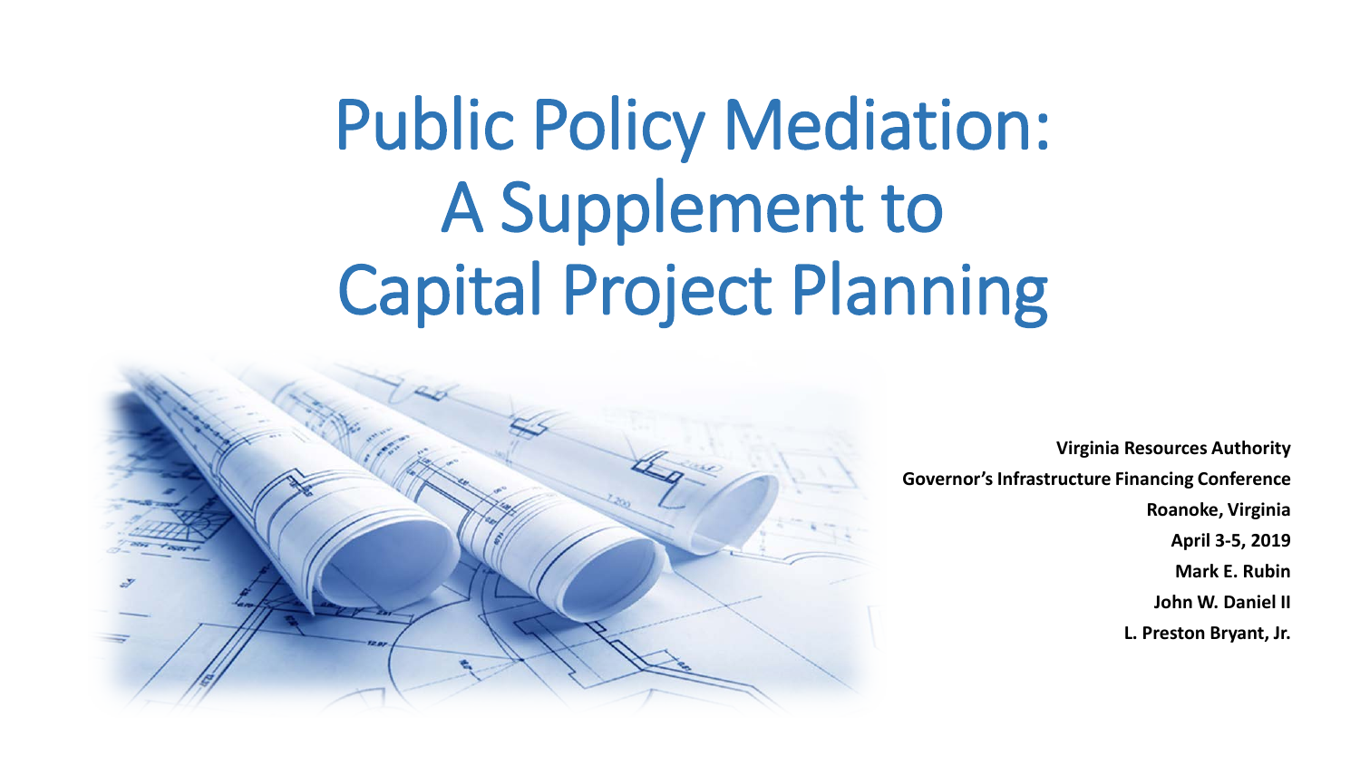# Public Policy Mediation: A Supplement to Capital Project Planning

**Virginia Resources Authority**

**Governor's Infrastructure Financing Conference**

**Roanoke, Virginia**

**April 3-5, 2019**

**Mark E. Rubin**

**John W. Daniel II**

**L. Preston Bryant, Jr.**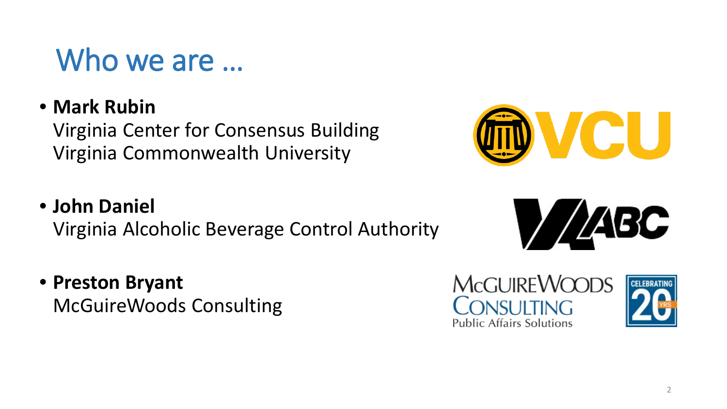# Who we are …

- **Mark Rubin**
  Virginia Center for Consensus Building
  Virginia Commonwealth University

- **John Daniel**
  Virginia Alcoholic Beverage Control Authority

- **Preston Bryant**
  McGuireWoods Consulting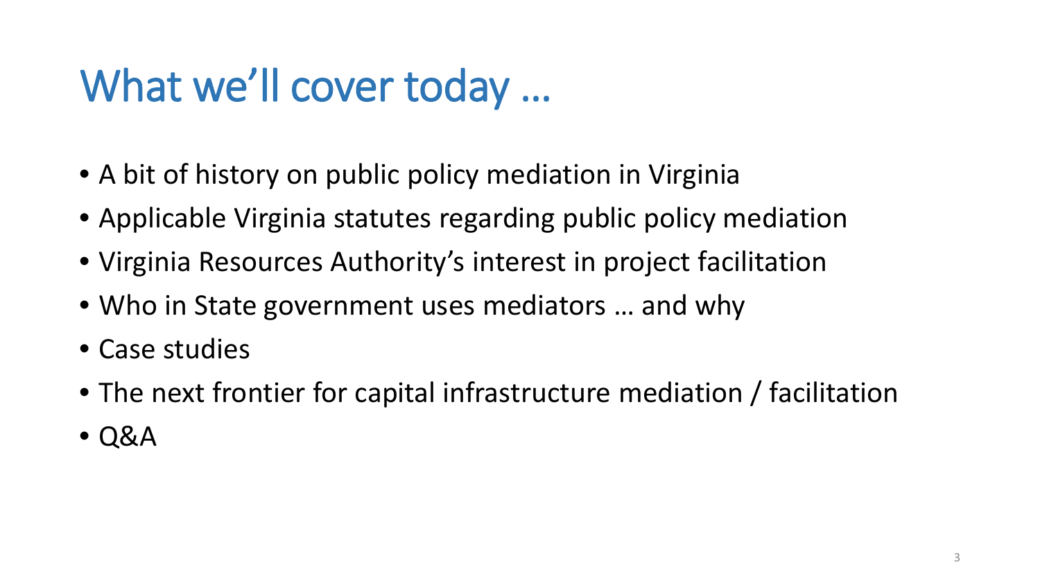# What we'll cover today …

- A bit of history on public policy mediation in Virginia
- Applicable Virginia statutes regarding public policy mediation
- Virginia Resources Authority's interest in project facilitation
- Who in State government uses mediators … and why
- Case studies
- The next frontier for capital infrastructure mediation / facilitation
- Q&A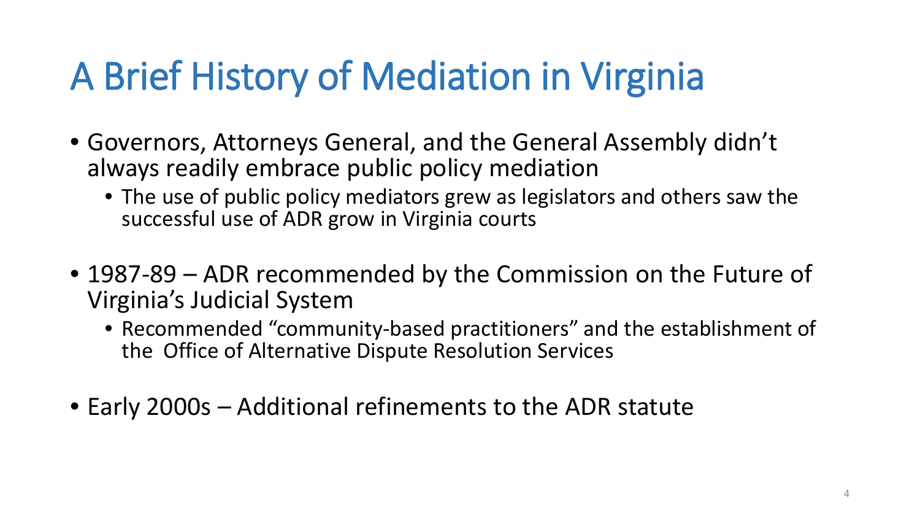# A Brief History of Mediation in Virginia

- Governors, Attorneys General, and the General Assembly didn't always readily embrace public policy mediation
  - The use of public policy mediators grew as legislators and others saw the successful use of ADR grow in Virginia courts
- 1987-89 – ADR recommended by the Commission on the Future of Virginia's Judicial System
  - Recommended "community-based practitioners" and the establishment of the Office of Alternative Dispute Resolution Services
- Early 2000s – Additional refinements to the ADR statute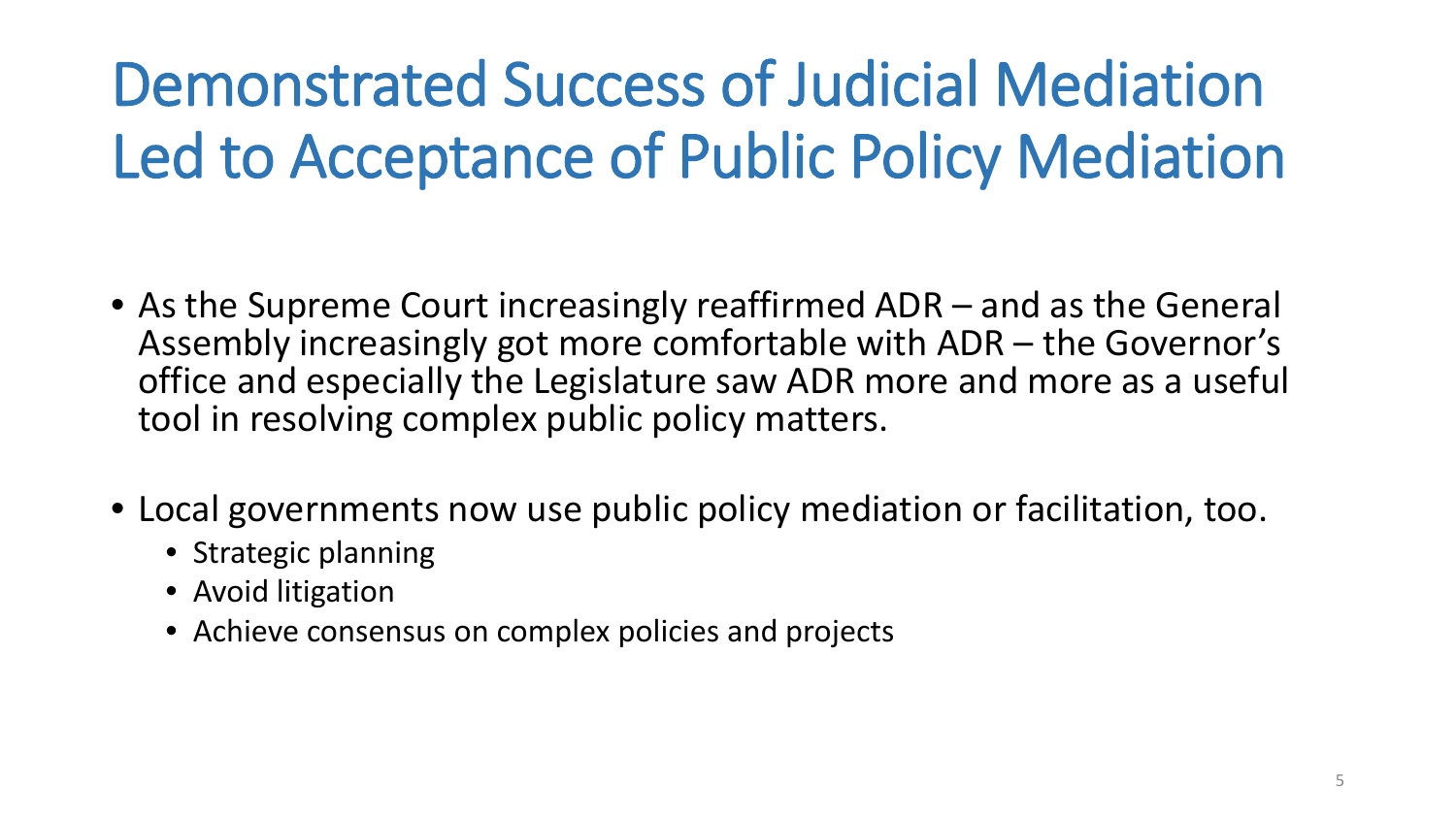# Demonstrated Success of Judicial Mediation Led to Acceptance of Public Policy Mediation

- As the Supreme Court increasingly reaffirmed ADR – and as the General Assembly increasingly got more comfortable with ADR – the Governor's office and especially the Legislature saw ADR more and more as a useful tool in resolving complex public policy matters.

- Local governments now use public policy mediation or facilitation, too.
  - Strategic planning
  - Avoid litigation
  - Achieve consensus on complex policies and projects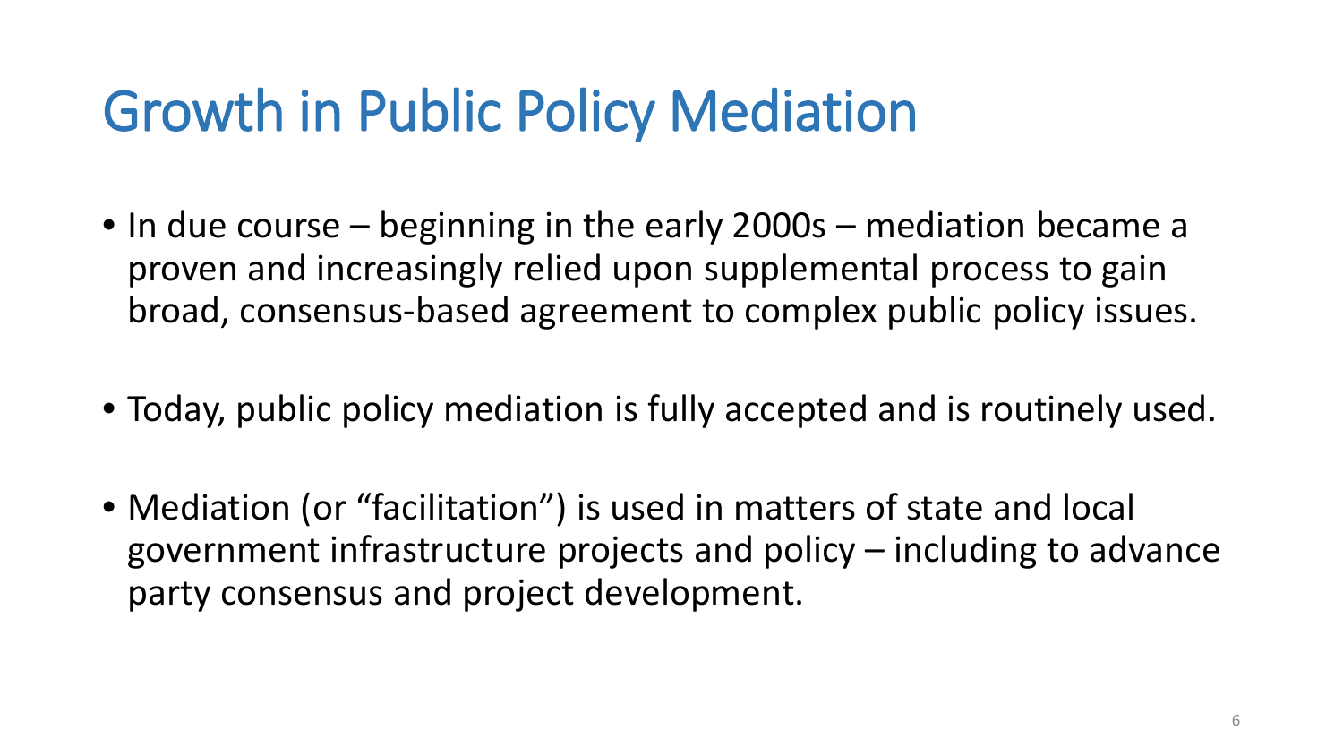# Growth in Public Policy Mediation

- In due course – beginning in the early 2000s – mediation became a proven and increasingly relied upon supplemental process to gain broad, consensus-based agreement to complex public policy issues.
- Today, public policy mediation is fully accepted and is routinely used.
- Mediation (or "facilitation") is used in matters of state and local government infrastructure projects and policy – including to advance party consensus and project development.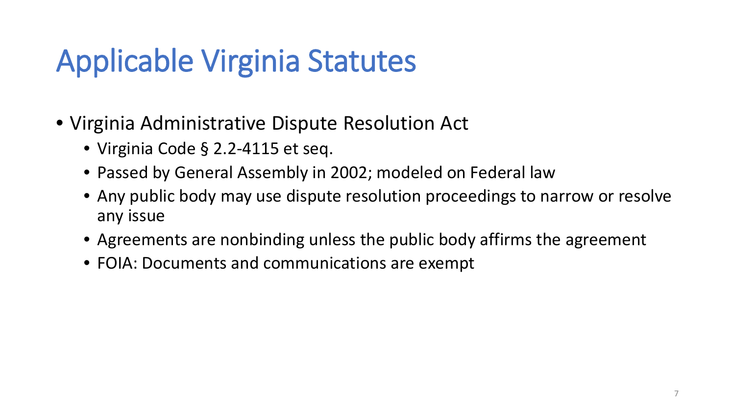# Applicable Virginia Statutes

- Virginia Administrative Dispute Resolution Act
  - Virginia Code § 2.2-4115 et seq.
  - Passed by General Assembly in 2002; modeled on Federal law
  - Any public body may use dispute resolution proceedings to narrow or resolve any issue
  - Agreements are nonbinding unless the public body affirms the agreement
  - FOIA: Documents and communications are exempt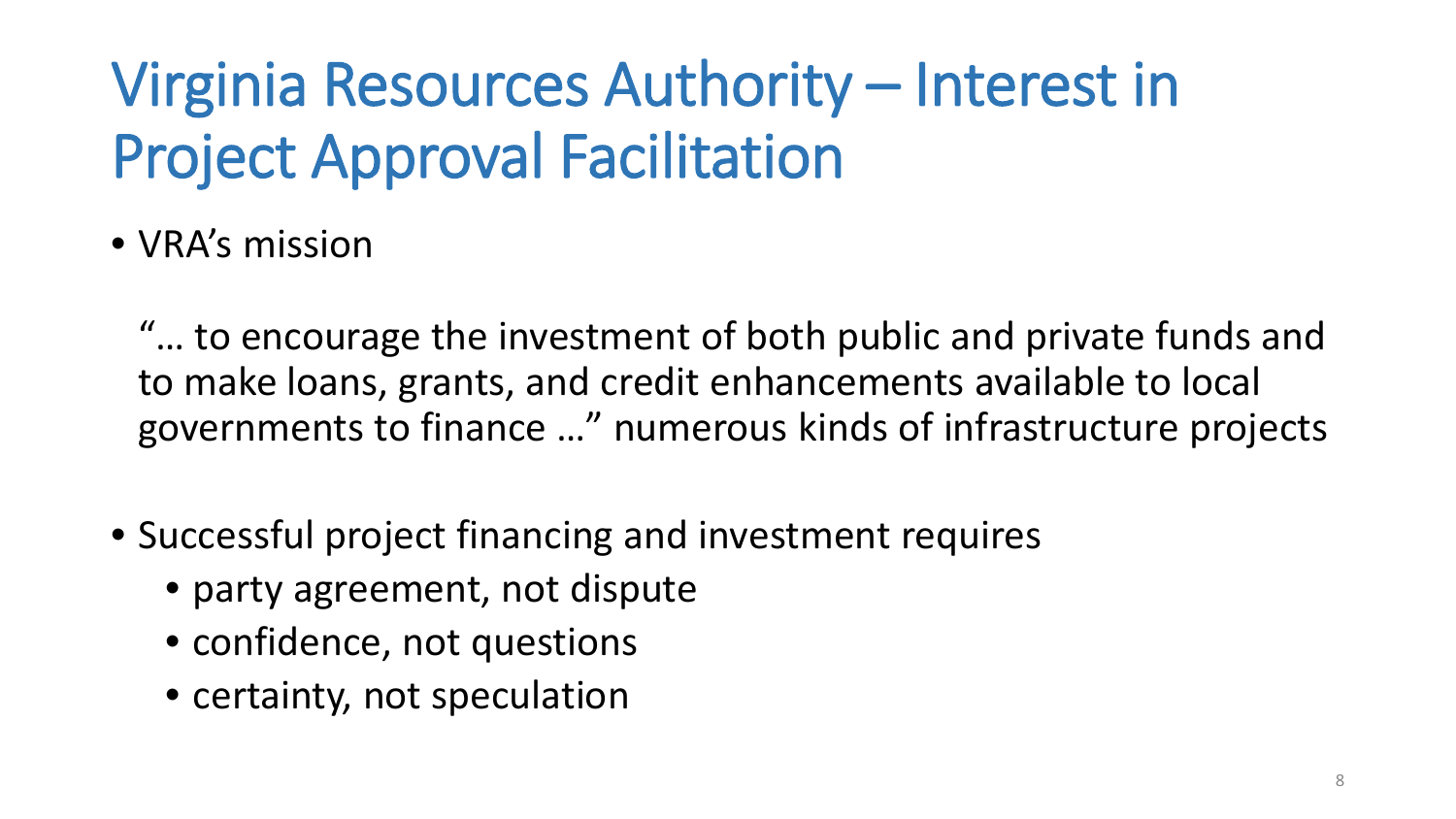# Virginia Resources Authority – Interest in Project Approval Facilitation

- VRA's mission

  "… to encourage the investment of both public and private funds and to make loans, grants, and credit enhancements available to local governments to finance …" numerous kinds of infrastructure projects

- Successful project financing and investment requires
  - party agreement, not dispute
  - confidence, not questions
  - certainty, not speculation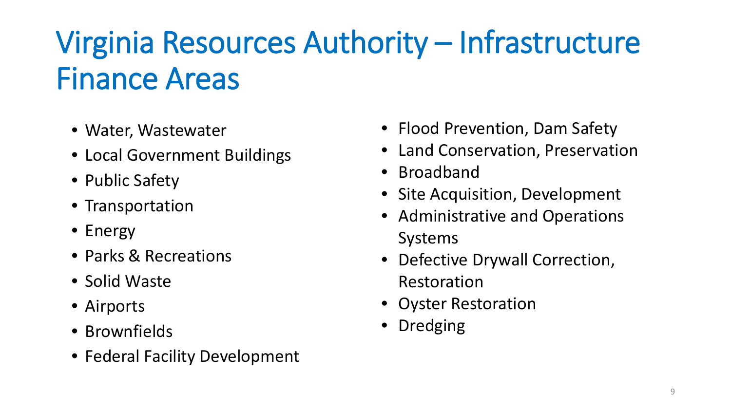# Virginia Resources Authority – Infrastructure Finance Areas

- Water, Wastewater
- Local Government Buildings
- Public Safety
- Transportation
- Energy
- Parks & Recreations
- Solid Waste
- Airports
- Brownfields
- Federal Facility Development
- Flood Prevention, Dam Safety
- Land Conservation, Preservation
- Broadband
- Site Acquisition, Development
- Administrative and Operations Systems
- Defective Drywall Correction, Restoration
- Oyster Restoration
- Dredging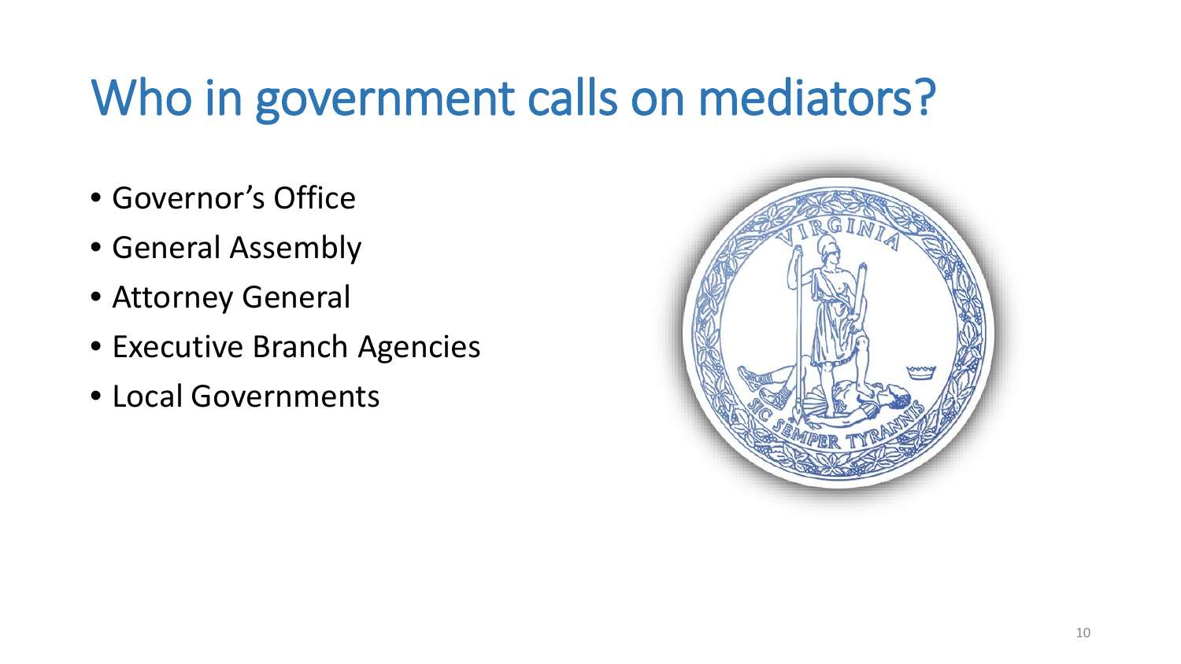# Who in government calls on mediators?

- Governor's Office
- General Assembly
- Attorney General
- Executive Branch Agencies
- Local Governments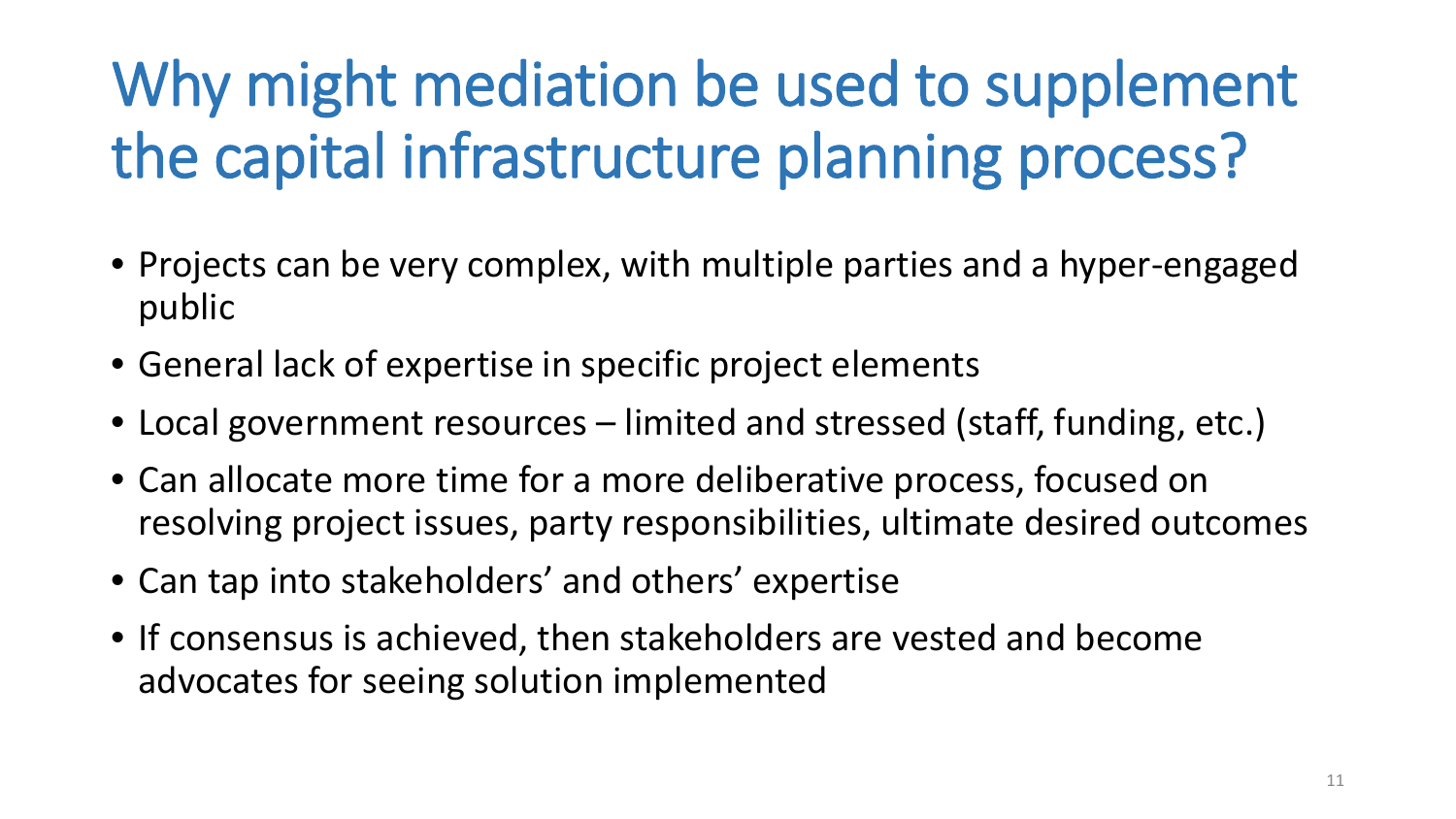# Why might mediation be used to supplement the capital infrastructure planning process?

- Projects can be very complex, with multiple parties and a hyper-engaged public
- General lack of expertise in specific project elements
- Local government resources – limited and stressed (staff, funding, etc.)
- Can allocate more time for a more deliberative process, focused on resolving project issues, party responsibilities, ultimate desired outcomes
- Can tap into stakeholders' and others' expertise
- If consensus is achieved, then stakeholders are vested and become advocates for seeing solution implemented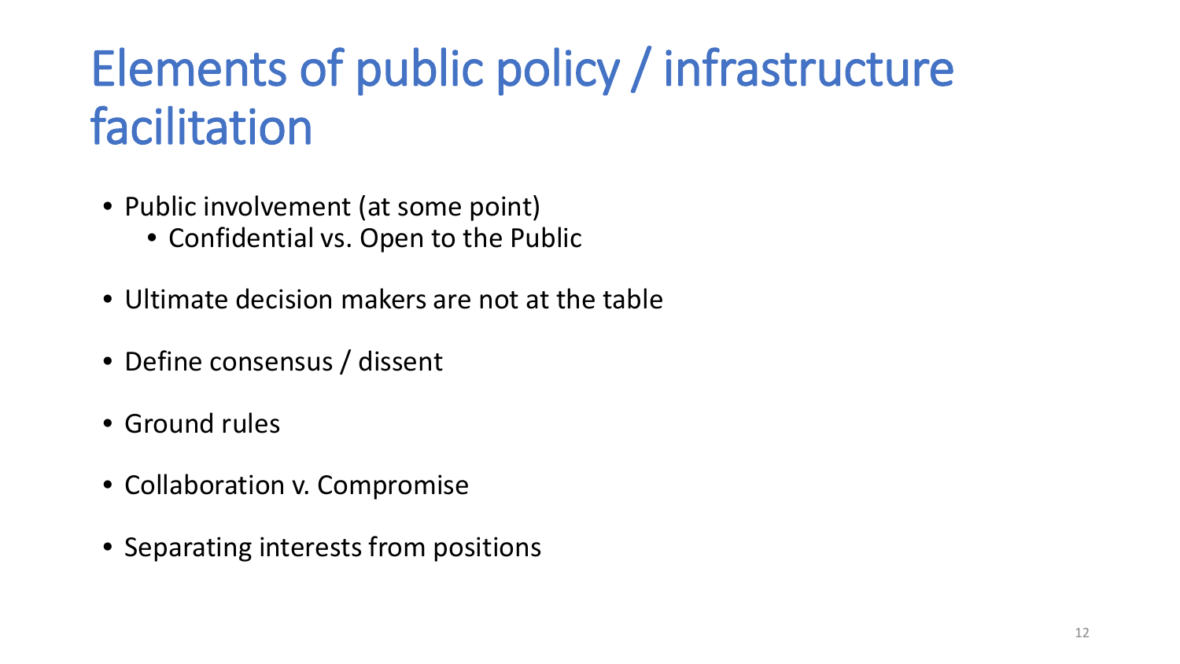# Elements of public policy / infrastructure facilitation

- Public involvement (at some point)
  - Confidential vs. Open to the Public
- Ultimate decision makers are not at the table
- Define consensus / dissent
- Ground rules
- Collaboration v. Compromise
- Separating interests from positions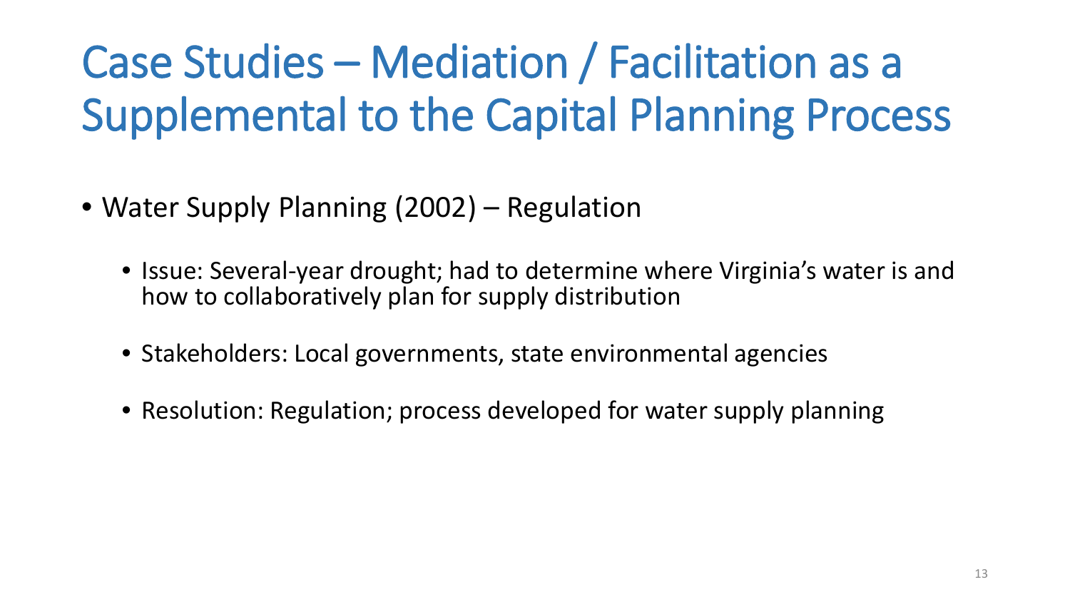# Case Studies – Mediation / Facilitation as a Supplemental to the Capital Planning Process

- Water Supply Planning (2002) – Regulation
  - Issue: Several-year drought; had to determine where Virginia's water is and how to collaboratively plan for supply distribution
  - Stakeholders: Local governments, state environmental agencies
  - Resolution: Regulation; process developed for water supply planning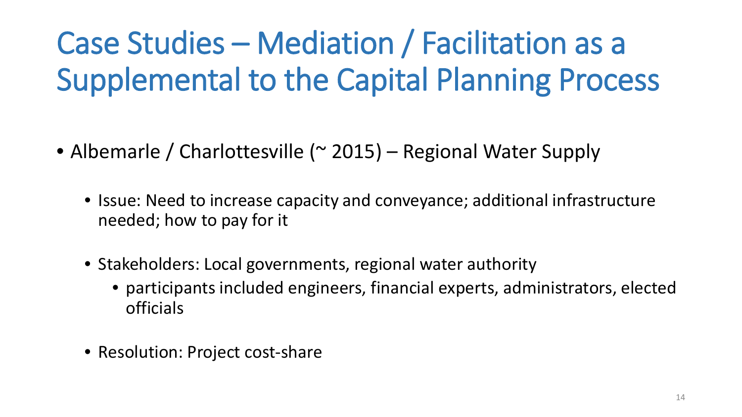# Case Studies – Mediation / Facilitation as a Supplemental to the Capital Planning Process

- Albemarle / Charlottesville (~ 2015) – Regional Water Supply
  - Issue: Need to increase capacity and conveyance; additional infrastructure needed; how to pay for it
  - Stakeholders: Local governments, regional water authority
    - participants included engineers, financial experts, administrators, elected officials
  - Resolution: Project cost-share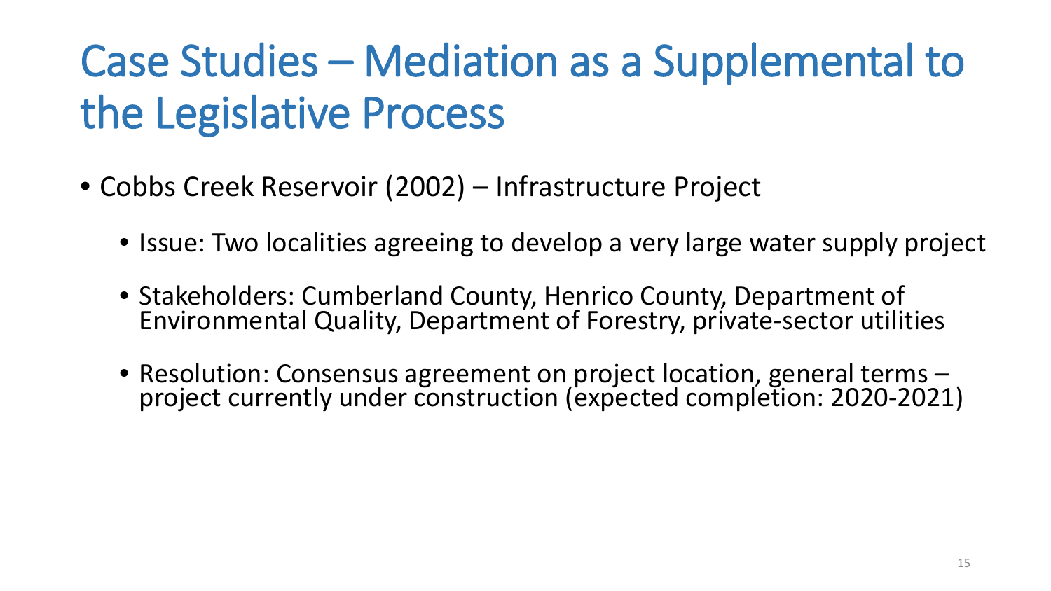# Case Studies – Mediation as a Supplemental to the Legislative Process

- Cobbs Creek Reservoir (2002) – Infrastructure Project
  - Issue: Two localities agreeing to develop a very large water supply project
  - Stakeholders: Cumberland County, Henrico County, Department of Environmental Quality, Department of Forestry, private-sector utilities
  - Resolution: Consensus agreement on project location, general terms – project currently under construction (expected completion: 2020-2021)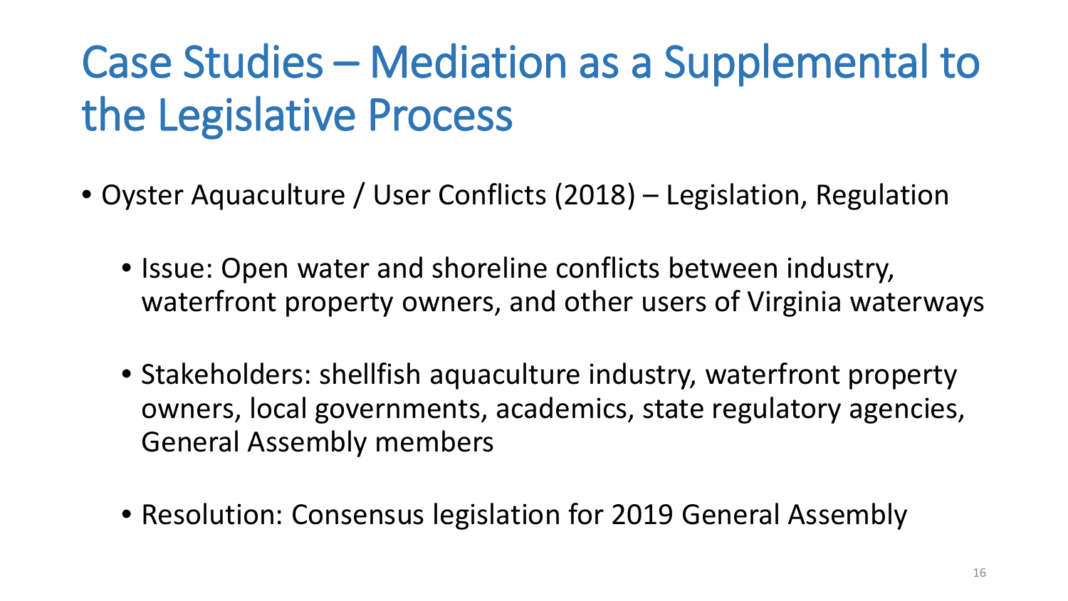# Case Studies – Mediation as a Supplemental to the Legislative Process

- Oyster Aquaculture / User Conflicts (2018) – Legislation, Regulation
  - Issue: Open water and shoreline conflicts between industry, waterfront property owners, and other users of Virginia waterways
  - Stakeholders: shellfish aquaculture industry, waterfront property owners, local governments, academics, state regulatory agencies, General Assembly members
  - Resolution: Consensus legislation for 2019 General Assembly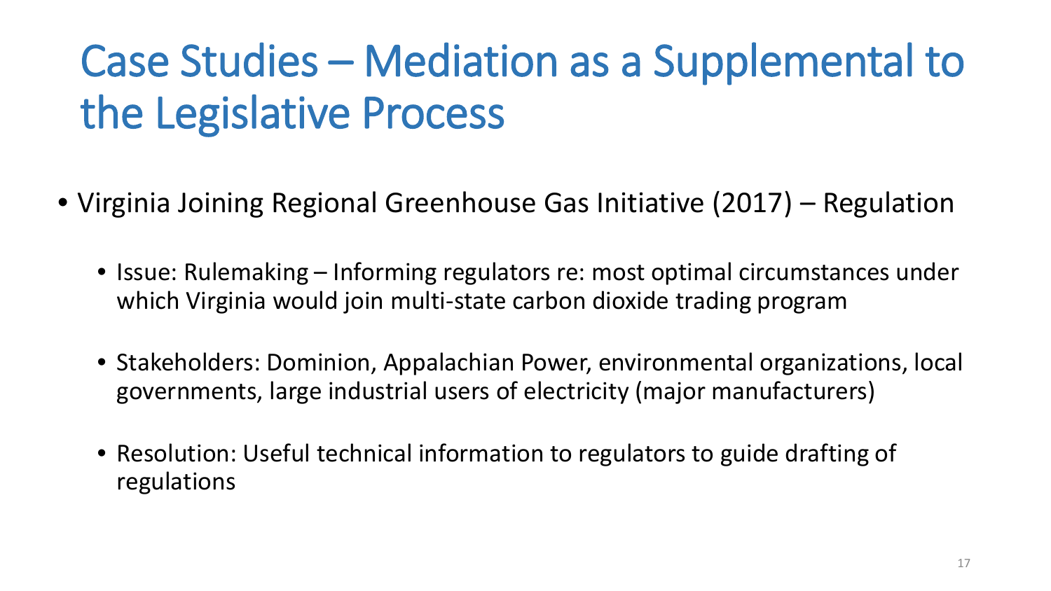# Case Studies – Mediation as a Supplemental to the Legislative Process

- Virginia Joining Regional Greenhouse Gas Initiative (2017) – Regulation
  - Issue: Rulemaking – Informing regulators re: most optimal circumstances under which Virginia would join multi-state carbon dioxide trading program
  - Stakeholders: Dominion, Appalachian Power, environmental organizations, local governments, large industrial users of electricity (major manufacturers)
  - Resolution: Useful technical information to regulators to guide drafting of regulations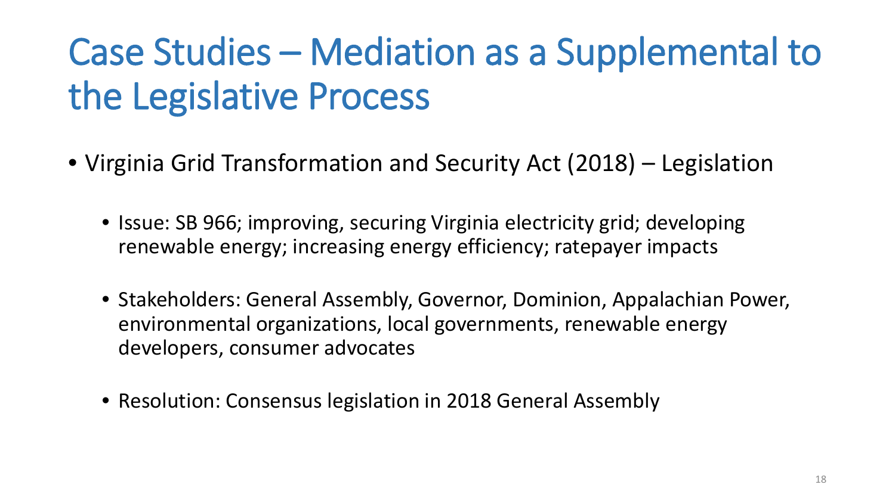# Case Studies – Mediation as a Supplemental to the Legislative Process

- Virginia Grid Transformation and Security Act (2018) – Legislation
  - Issue: SB 966; improving, securing Virginia electricity grid; developing renewable energy; increasing energy efficiency; ratepayer impacts
  - Stakeholders: General Assembly, Governor, Dominion, Appalachian Power, environmental organizations, local governments, renewable energy developers, consumer advocates
  - Resolution: Consensus legislation in 2018 General Assembly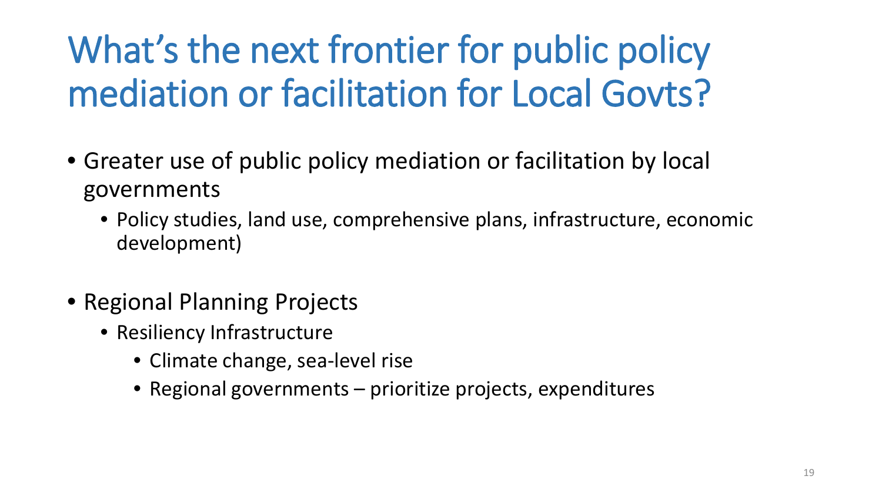# What's the next frontier for public policy mediation or facilitation for Local Govts?

- Greater use of public policy mediation or facilitation by local governments
  - Policy studies, land use, comprehensive plans, infrastructure, economic development)
- Regional Planning Projects
  - Resiliency Infrastructure
    - Climate change, sea-level rise
    - Regional governments – prioritize projects, expenditures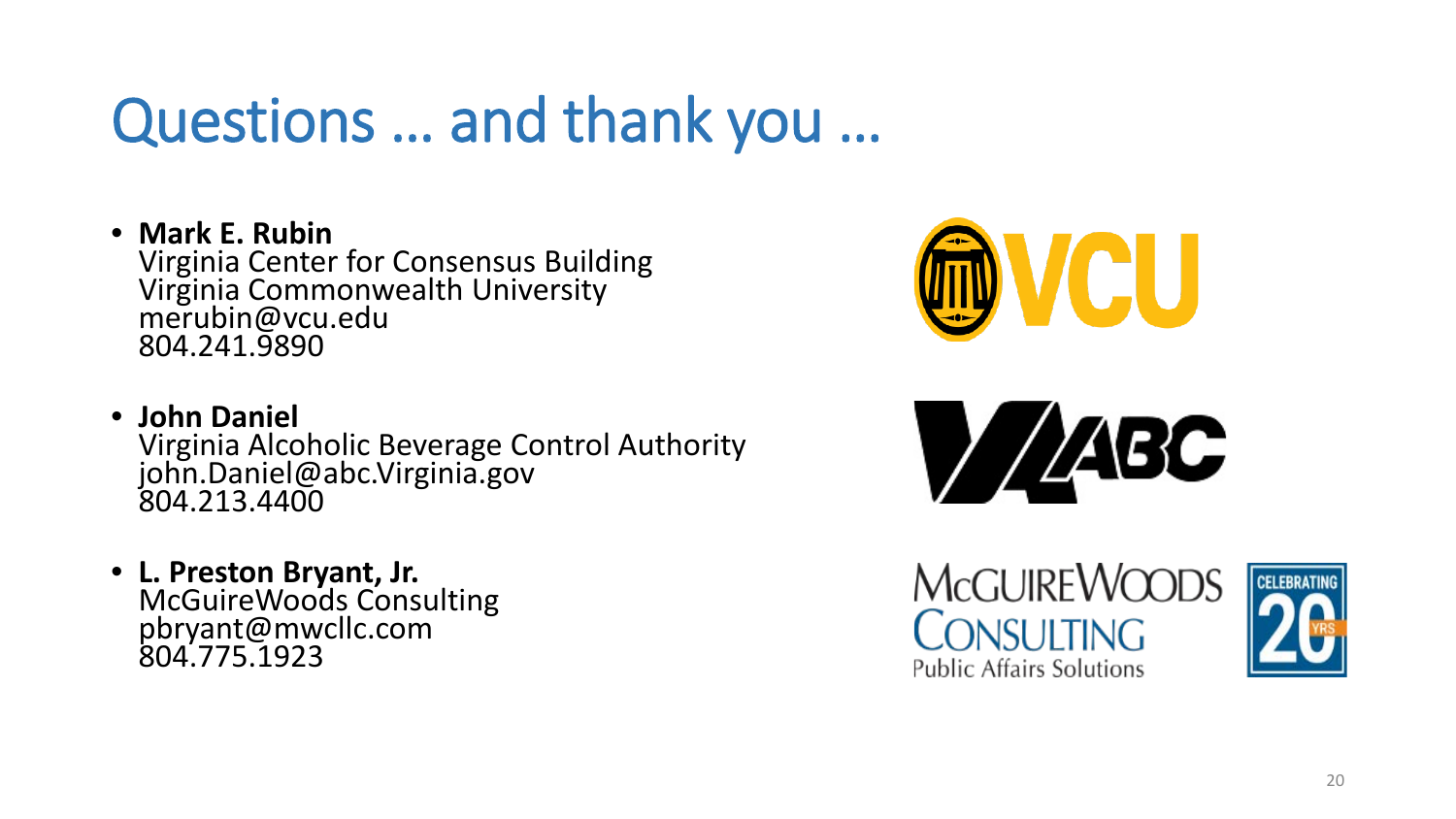# Questions … and thank you …

- **Mark E. Rubin**
  Virginia Center for Consensus Building
  Virginia Commonwealth University
  merubin@vcu.edu
  804.241.9890

- **John Daniel**
  Virginia Alcoholic Beverage Control Authority
  john.Daniel@abc.Virginia.gov
  804.213.4400

- **L. Preston Bryant, Jr.**
  McGuireWoods Consulting
  pbryant@mwcllc.com
  804.775.1923